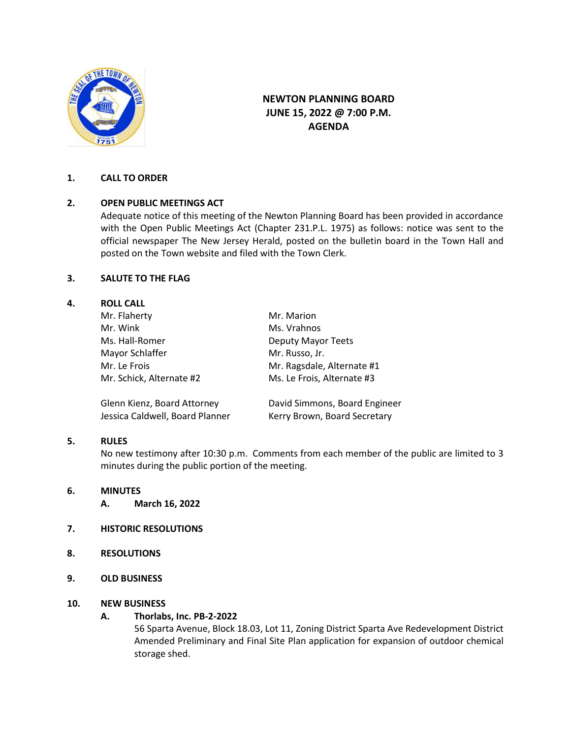# NEWTON PLANNING BOARD
## JUNE 15, 2022 @ 7:00 P.M.
## AGENDA

**1. CALL TO ORDER**

**2. OPEN PUBLIC MEETINGS ACT**

Adequate notice of this meeting of the Newton Planning Board has been provided in accordance with the Open Public Meetings Act (Chapter 231.P.L. 1975) as follows: notice was sent to the official newspaper The New Jersey Herald, posted on the bulletin board in the Town Hall and posted on the Town website and filed with the Town Clerk.

**3. SALUTE TO THE FLAG**

**4. ROLL CALL**

Mr. Flaherty
Mr. Wink
Ms. Hall-Romer
Mayor Schlaffer
Mr. Le Frois
Mr. Schick, Alternate #2
Mr. Marion
Ms. Vrahnos
Deputy Mayor Teets
Mr. Russo, Jr.
Mr. Ragsdale, Alternate #1
Ms. Le Frois, Alternate #3

Glenn Kienz, Board Attorney
Jessica Caldwell, Board Planner
David Simmons, Board Engineer
Kerry Brown, Board Secretary

**5. RULES**

No new testimony after 10:30 p.m. Comments from each member of the public are limited to 3 minutes during the public portion of the meeting.

**6. MINUTES**

**A. March 16, 2022**

**7. HISTORIC RESOLUTIONS**

**8. RESOLUTIONS**

**9. OLD BUSINESS**

**10. NEW BUSINESS**

**A. Thorlabs, Inc. PB-2-2022**

56 Sparta Avenue, Block 18.03, Lot 11, Zoning District Sparta Ave Redevelopment District Amended Preliminary and Final Site Plan application for expansion of outdoor chemical storage shed.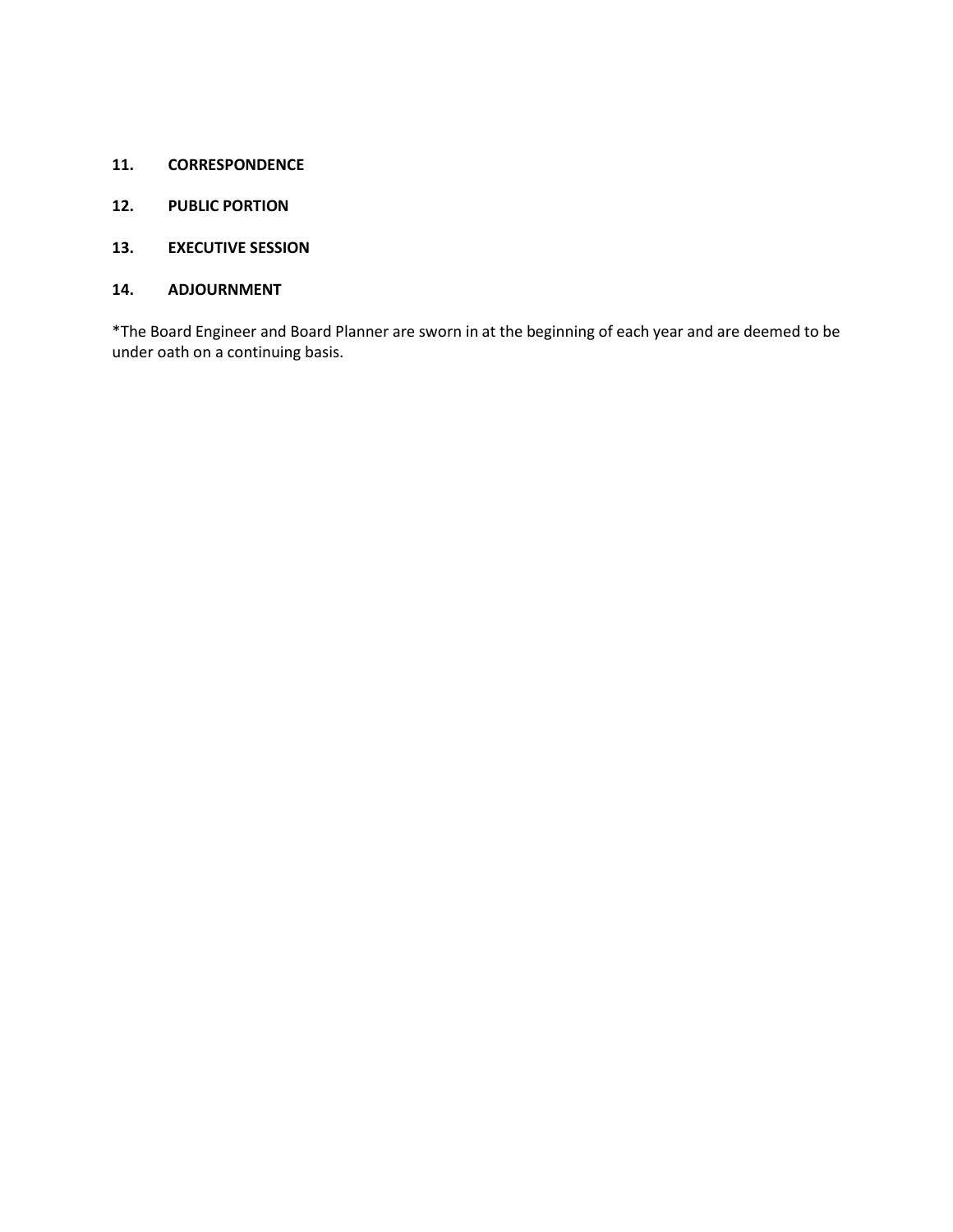**11. CORRESPONDENCE**

**12. PUBLIC PORTION**

**13. EXECUTIVE SESSION**

**14. ADJOURNMENT**

*The Board Engineer and Board Planner are sworn in at the beginning of each year and are deemed to be under oath on a continuing basis.